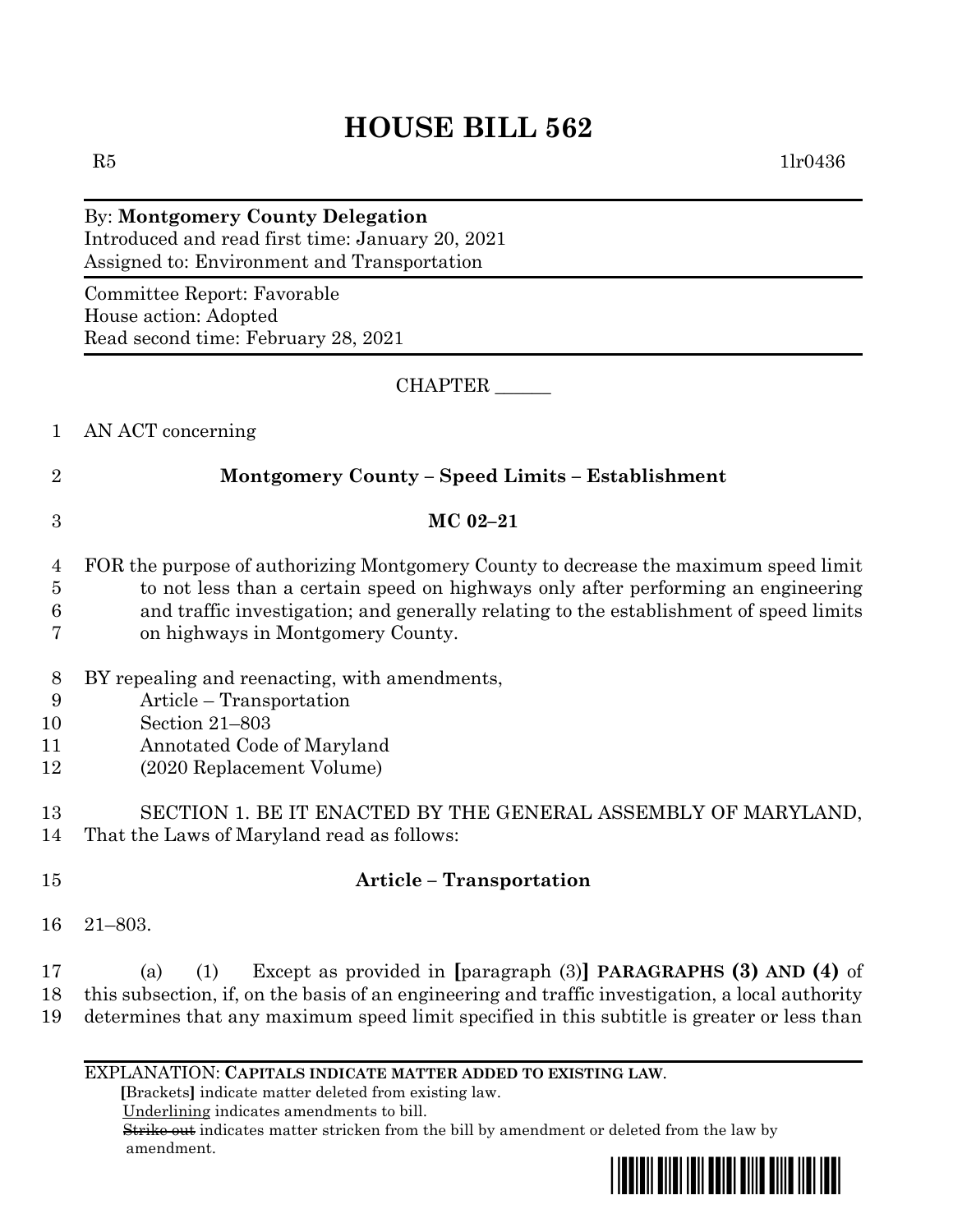# HOUSE BILL 562

R5 1lr0436

By: **Montgomery County Delegation**
Introduced and read first time: January 20, 2021
Assigned to: Environment and Transportation

Committee Report: Favorable
House action: Adopted
Read second time: February 28, 2021

CHAPTER ______

AN ACT concerning

**Montgomery County – Speed Limits – Establishment**

**MC 02–21**

FOR the purpose of authorizing Montgomery County to decrease the maximum speed limit to not less than a certain speed on highways only after performing an engineering and traffic investigation; and generally relating to the establishment of speed limits on highways in Montgomery County.

BY repealing and reenacting, with amendments,
Article – Transportation
Section 21–803
Annotated Code of Maryland
(2020 Replacement Volume)

SECTION 1. BE IT ENACTED BY THE GENERAL ASSEMBLY OF MARYLAND, That the Laws of Maryland read as follows:

**Article – Transportation**

21–803.

(a) (1) Except as provided in **[**paragraph (3)**]** **PARAGRAPHS (3) AND (4)** of this subsection, if, on the basis of an engineering and traffic investigation, a local authority determines that any maximum speed limit specified in this subtitle is greater or less than

EXPLANATION: **CAPITALS INDICATE MATTER ADDED TO EXISTING LAW.**
**[**Brackets**]** indicate matter deleted from existing law.
Underlining indicates amendments to bill.
~~Strike out~~ indicates matter stricken from the bill by amendment or deleted from the law by amendment.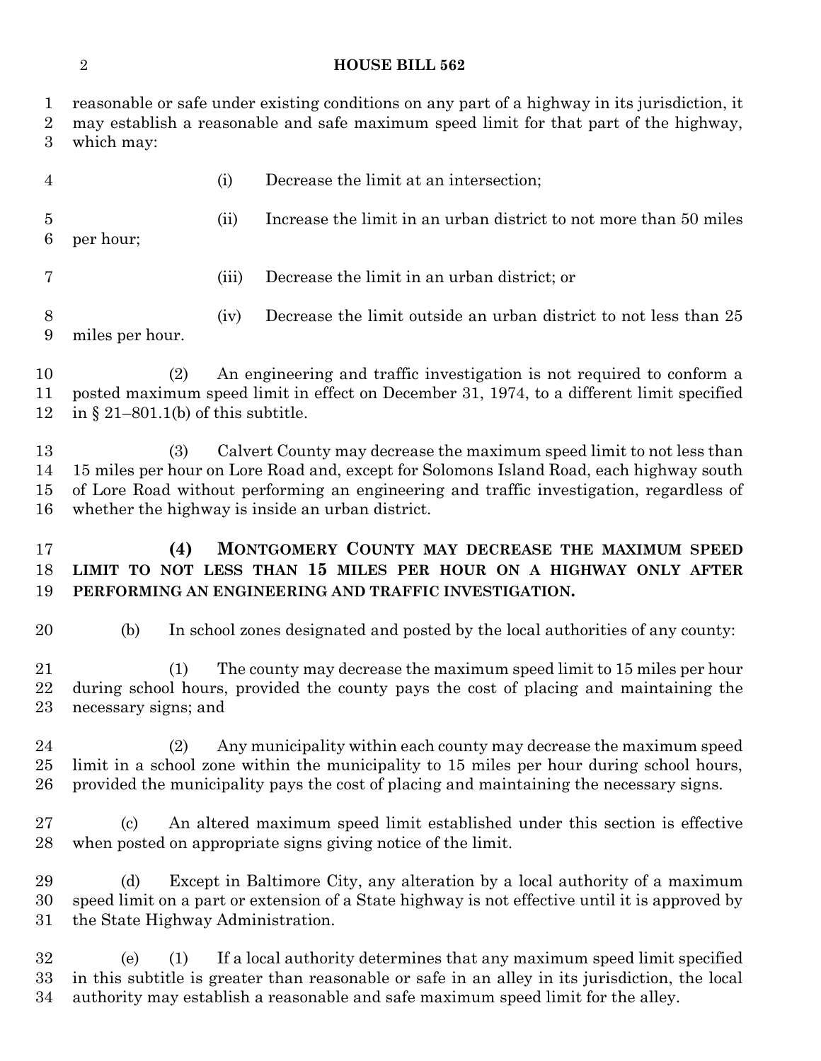reasonable or safe under existing conditions on any part of a highway in its jurisdiction, it may establish a reasonable and safe maximum speed limit for that part of the highway, which may:

(i) Decrease the limit at an intersection;

(ii) Increase the limit in an urban district to not more than 50 miles per hour;

(iii) Decrease the limit in an urban district; or

(iv) Decrease the limit outside an urban district to not less than 25 miles per hour.

(2) An engineering and traffic investigation is not required to conform a posted maximum speed limit in effect on December 31, 1974, to a different limit specified in § 21–801.1(b) of this subtitle.

(3) Calvert County may decrease the maximum speed limit to not less than 15 miles per hour on Lore Road and, except for Solomons Island Road, each highway south of Lore Road without performing an engineering and traffic investigation, regardless of whether the highway is inside an urban district.

**(4) MONTGOMERY COUNTY MAY DECREASE THE MAXIMUM SPEED LIMIT TO NOT LESS THAN 15 MILES PER HOUR ON A HIGHWAY ONLY AFTER PERFORMING AN ENGINEERING AND TRAFFIC INVESTIGATION.**

(b) In school zones designated and posted by the local authorities of any county:

(1) The county may decrease the maximum speed limit to 15 miles per hour during school hours, provided the county pays the cost of placing and maintaining the necessary signs; and

(2) Any municipality within each county may decrease the maximum speed limit in a school zone within the municipality to 15 miles per hour during school hours, provided the municipality pays the cost of placing and maintaining the necessary signs.

(c) An altered maximum speed limit established under this section is effective when posted on appropriate signs giving notice of the limit.

(d) Except in Baltimore City, any alteration by a local authority of a maximum speed limit on a part or extension of a State highway is not effective until it is approved by the State Highway Administration.

(e) (1) If a local authority determines that any maximum speed limit specified in this subtitle is greater than reasonable or safe in an alley in its jurisdiction, the local authority may establish a reasonable and safe maximum speed limit for the alley.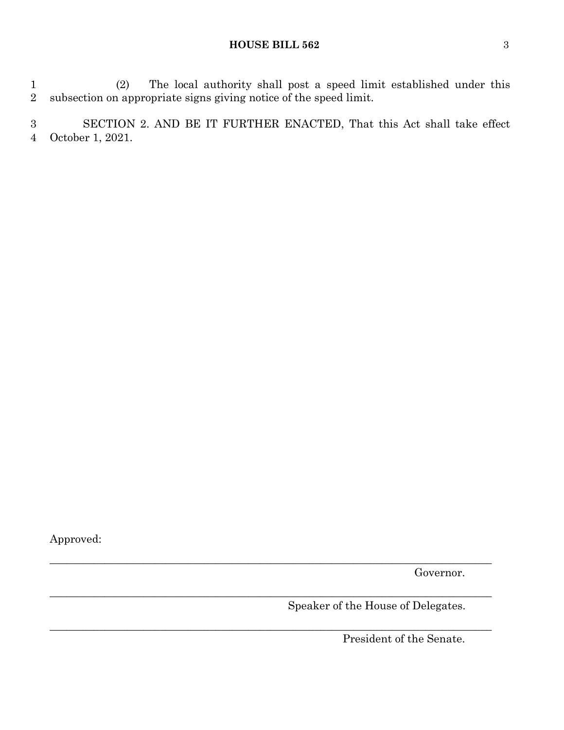(2) The local authority shall post a speed limit established under this subsection on appropriate signs giving notice of the speed limit.

SECTION 2. AND BE IT FURTHER ENACTED, That this Act shall take effect October 1, 2021.

Approved:

\_\_\_\_\_\_\_\_\_\_\_\_\_\_\_\_\_\_\_\_\_\_\_\_\_\_\_\_\_\_\_\_\_\_\_\_\_\_\_\_\_\_\_\_\_\_\_\_\_\_\_\_\_\_\_\_\_\_\_\_\_\_\_\_\_\_\_\_\_\_\_\_\_\_

Governor.

\_\_\_\_\_\_\_\_\_\_\_\_\_\_\_\_\_\_\_\_\_\_\_\_\_\_\_\_\_\_\_\_\_\_\_\_\_\_\_\_\_\_\_\_\_\_\_\_\_\_\_\_\_\_\_\_\_\_\_\_\_\_\_\_\_\_\_\_\_\_\_\_\_\_

Speaker of the House of Delegates.

\_\_\_\_\_\_\_\_\_\_\_\_\_\_\_\_\_\_\_\_\_\_\_\_\_\_\_\_\_\_\_\_\_\_\_\_\_\_\_\_\_\_\_\_\_\_\_\_\_\_\_\_\_\_\_\_\_\_\_\_\_\_\_\_\_\_\_\_\_\_\_\_\_\_

President of the Senate.